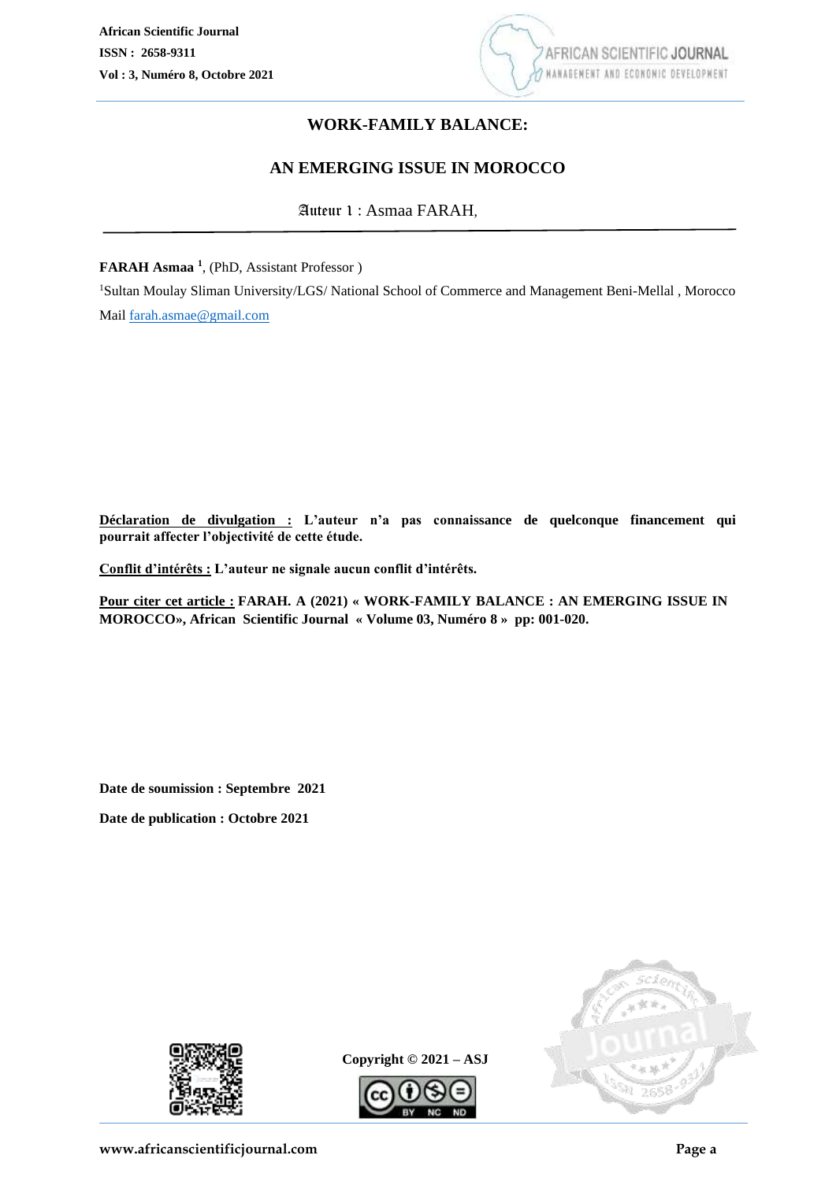# WORK-FAMILY BALANCE:

# AN EMERGING ISSUE IN MOROCCO

Auteur 1 : Asmaa FARAH,

**FARAH Asmaa** [1], (PhD, Assistant Professor )

[1]Sultan Moulay Sliman University/LGS/ National School of Commerce and Management Beni-Mellal , Morocco

Mail farah.asmae@gmail.com

**Déclaration de divulgation : L'auteur n'a pas connaissance de quelconque financement qui pourrait affecter l'objectivité de cette étude.**

**Conflit d'intérêts : L'auteur ne signale aucun conflit d'intérêts.**

**Pour citer cet article : FARAH. A (2021) « WORK-FAMILY BALANCE : AN EMERGING ISSUE IN MOROCCO», African Scientific Journal « Volume 03, Numéro 8 » pp: 001-020.**

**Date de soumission : Septembre 2021**

**Date de publication : Octobre 2021**

**Copyright © 2021 – ASJ**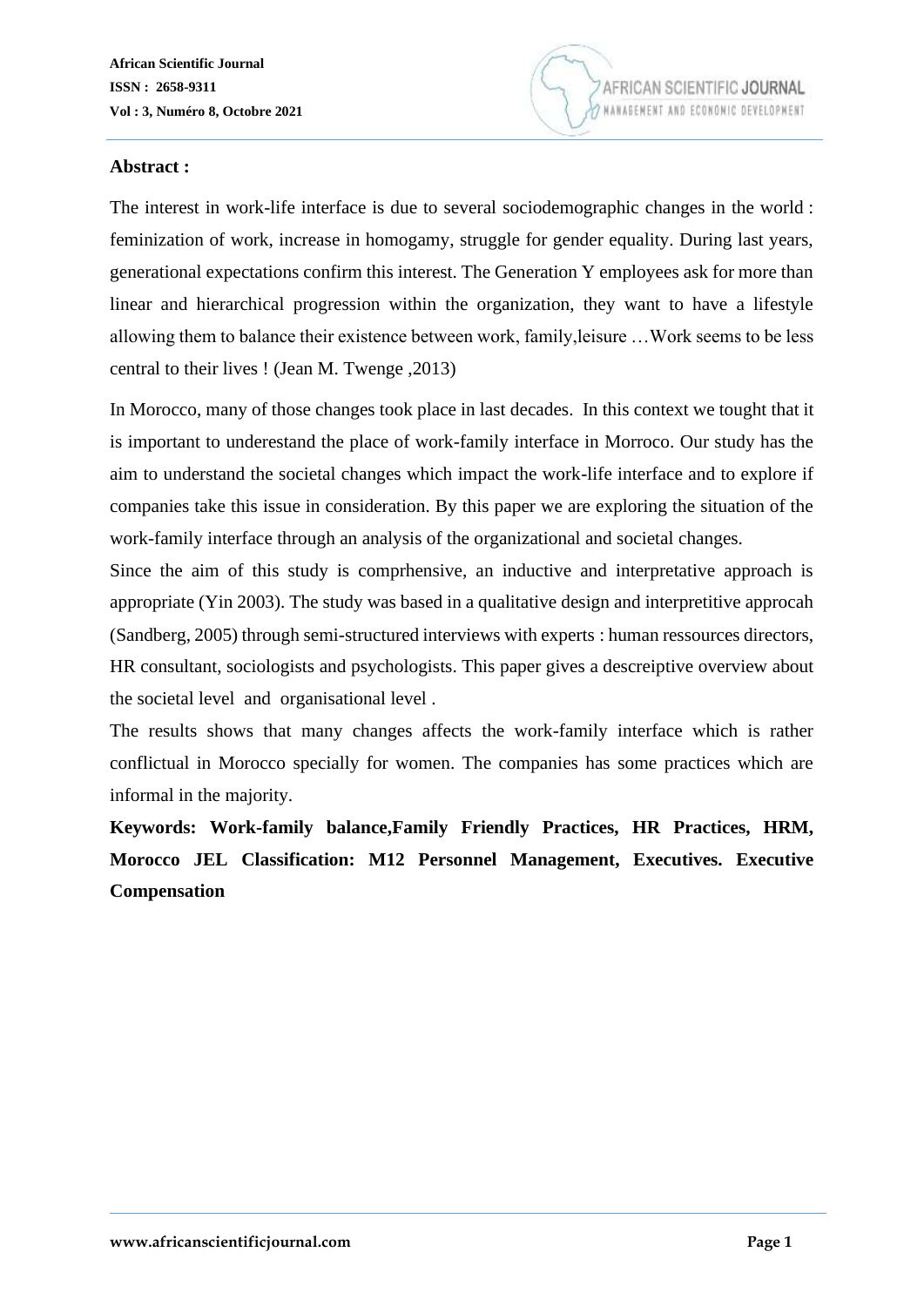**Abstract :**

The interest in work-life interface is due to several sociodemographic changes in the world : feminization of work, increase in homogamy, struggle for gender equality. During last years, generational expectations confirm this interest. The Generation Y employees ask for more than linear and hierarchical progression within the organization, they want to have a lifestyle allowing them to balance their existence between work, family,leisure …Work seems to be less central to their lives ! (Jean M. Twenge ,2013)

In Morocco, many of those changes took place in last decades. In this context we tought that it is important to underestand the place of work-family interface in Morroco. Our study has the aim to understand the societal changes which impact the work-life interface and to explore if companies take this issue in consideration. By this paper we are exploring the situation of the work-family interface through an analysis of the organizational and societal changes.

Since the aim of this study is comprhensive, an inductive and interpretative approach is appropriate (Yin 2003). The study was based in a qualitative design and interpretitive approcah (Sandberg, 2005) through semi-structured interviews with experts : human ressources directors, HR consultant, sociologists and psychologists. This paper gives a descreiptive overview about the societal level and organisational level .

The results shows that many changes affects the work-family interface which is rather conflictual in Morocco specially for women. The companies has some practices which are informal in the majority.

**Keywords: Work-family balance,Family Friendly Practices, HR Practices, HRM, Morocco JEL Classification: M12 Personnel Management, Executives. Executive Compensation**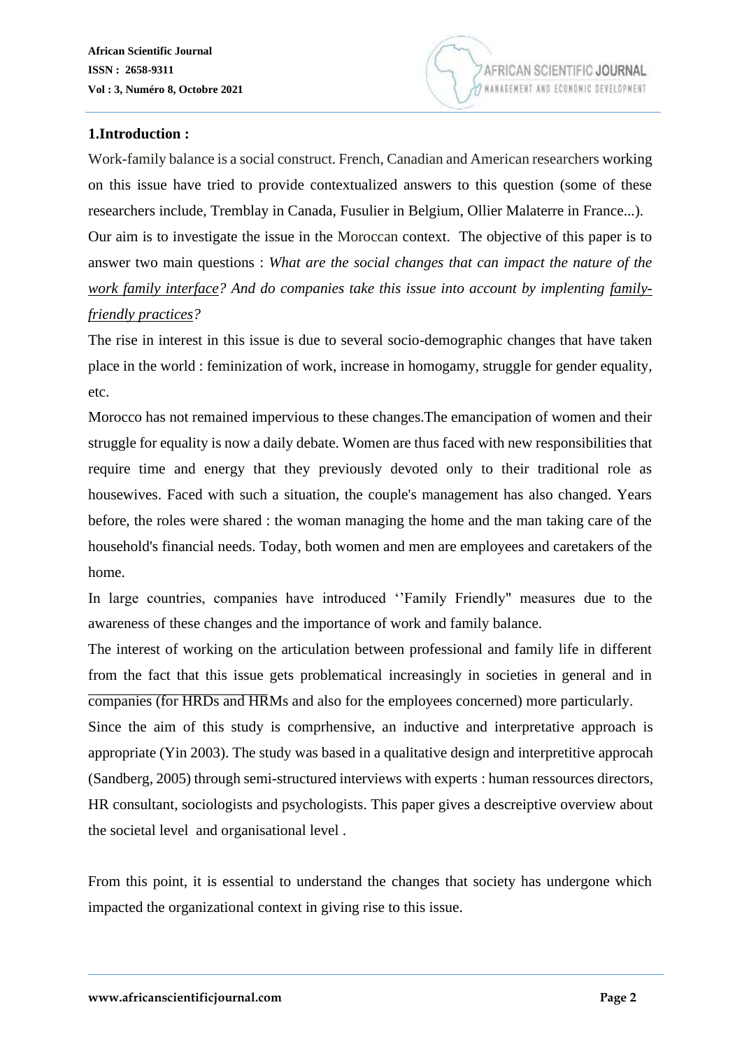## 1.Introduction :

Work-family balance is a social construct. French, Canadian and American researchers working on this issue have tried to provide contextualized answers to this question (some of these researchers include, Tremblay in Canada, Fusulier in Belgium, Ollier Malaterre in France...).

Our aim is to investigate the issue in the Moroccan context. The objective of this paper is to answer two main questions : *What are the social changes that can impact the nature of the work family interface? And do companies take this issue into account by implenting family-friendly practices?*

The rise in interest in this issue is due to several socio-demographic changes that have taken place in the world : feminization of work, increase in homogamy, struggle for gender equality, etc.

Morocco has not remained impervious to these changes.The emancipation of women and their struggle for equality is now a daily debate. Women are thus faced with new responsibilities that require time and energy that they previously devoted only to their traditional role as housewives. Faced with such a situation, the couple's management has also changed. Years before, the roles were shared : the woman managing the home and the man taking care of the household's financial needs. Today, both women and men are employees and caretakers of the home.

In large countries, companies have introduced ''Family Friendly" measures due to the awareness of these changes and the importance of work and family balance.

The interest of working on the articulation between professional and family life in different from the fact that this issue gets problematical increasingly in societies in general and in companies (for HRDs and HRMs and also for the employees concerned) more particularly.

Since the aim of this study is comprhensive, an inductive and interpretative approach is appropriate (Yin 2003). The study was based in a qualitative design and interpretitive approcah (Sandberg, 2005) through semi-structured interviews with experts : human ressources directors, HR consultant, sociologists and psychologists. This paper gives a descreiptive overview about the societal level and organisational level .

From this point, it is essential to understand the changes that society has undergone which impacted the organizational context in giving rise to this issue.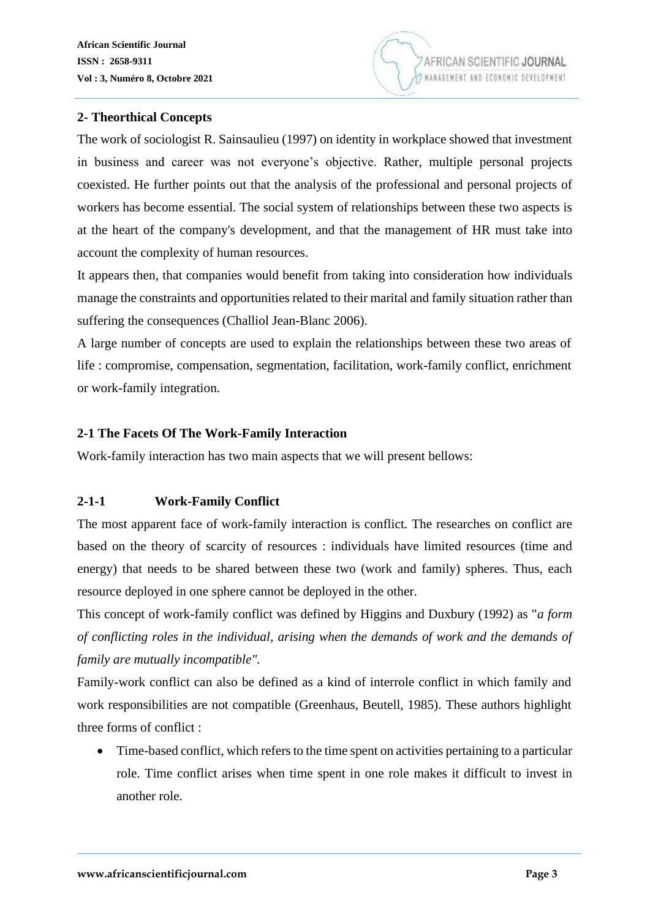## 2- Theorthical Concepts

The work of sociologist R. Sainsaulieu (1997) on identity in workplace showed that investment in business and career was not everyone's objective. Rather, multiple personal projects coexisted. He further points out that the analysis of the professional and personal projects of workers has become essential. The social system of relationships between these two aspects is at the heart of the company's development, and that the management of HR must take into account the complexity of human resources.

It appears then, that companies would benefit from taking into consideration how individuals manage the constraints and opportunities related to their marital and family situation rather than suffering the consequences (Challiol Jean-Blanc 2006).

A large number of concepts are used to explain the relationships between these two areas of life : compromise, compensation, segmentation, facilitation, work-family conflict, enrichment or work-family integration.

### 2-1 The Facets Of The Work-Family Interaction

Work-family interaction has two main aspects that we will present bellows:

#### 2-1-1 Work-Family Conflict

The most apparent face of work-family interaction is conflict. The researches on conflict are based on the theory of scarcity of resources : individuals have limited resources (time and energy) that needs to be shared between these two (work and family) spheres. Thus, each resource deployed in one sphere cannot be deployed in the other.

This concept of work-family conflict was defined by Higgins and Duxbury (1992) as "*a form of conflicting roles in the individual, arising when the demands of work and the demands of family are mutually incompatible".*

Family-work conflict can also be defined as a kind of interrole conflict in which family and work responsibilities are not compatible (Greenhaus, Beutell, 1985). These authors highlight three forms of conflict :

- Time-based conflict, which refers to the time spent on activities pertaining to a particular role. Time conflict arises when time spent in one role makes it difficult to invest in another role.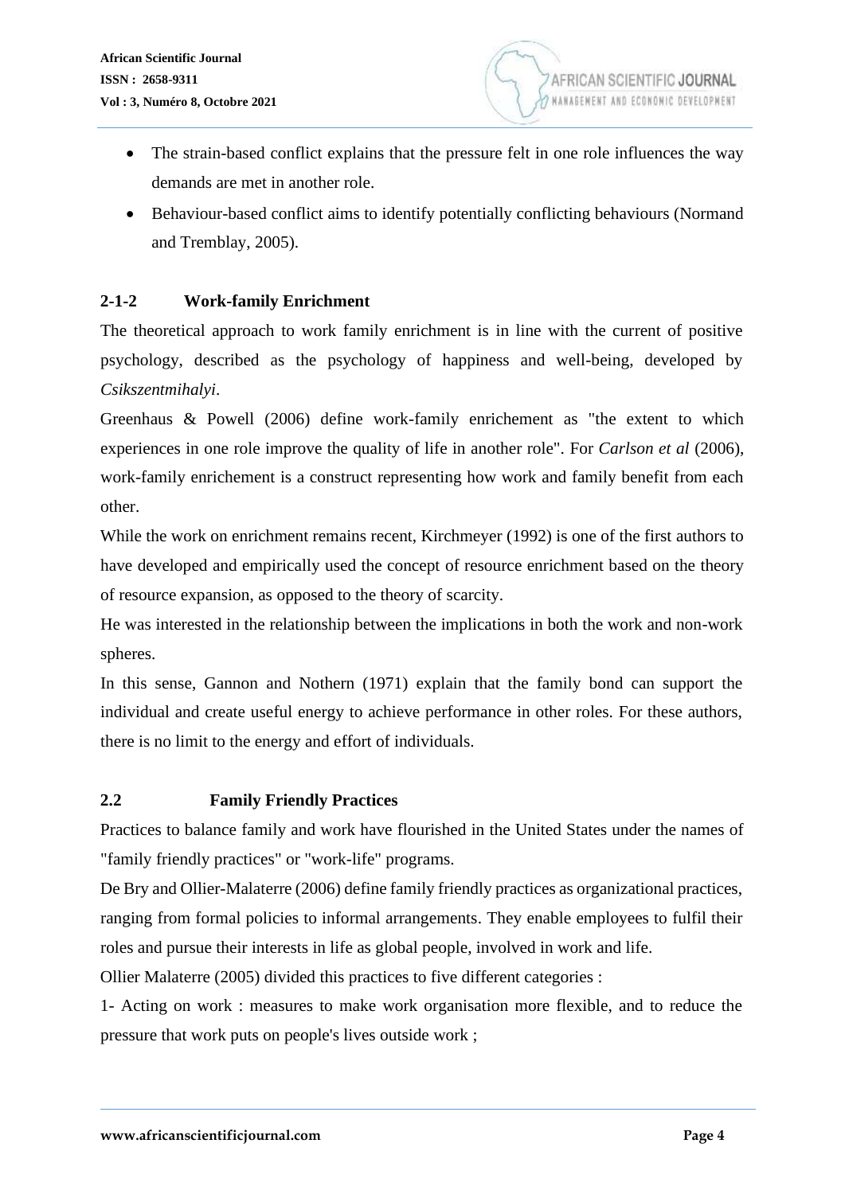- The strain-based conflict explains that the pressure felt in one role influences the way demands are met in another role.
- Behaviour-based conflict aims to identify potentially conflicting behaviours (Normand and Tremblay, 2005).

### 2-1-2 Work-family Enrichment

The theoretical approach to work family enrichment is in line with the current of positive psychology, described as the psychology of happiness and well-being, developed by *Csikszentmihalyi*.

Greenhaus & Powell (2006) define work-family enrichement as "the extent to which experiences in one role improve the quality of life in another role". For *Carlson et al* (2006), work-family enrichement is a construct representing how work and family benefit from each other.

While the work on enrichment remains recent, Kirchmeyer (1992) is one of the first authors to have developed and empirically used the concept of resource enrichment based on the theory of resource expansion, as opposed to the theory of scarcity.

He was interested in the relationship between the implications in both the work and non-work spheres.

In this sense, Gannon and Nothern (1971) explain that the family bond can support the individual and create useful energy to achieve performance in other roles. For these authors, there is no limit to the energy and effort of individuals.

## 2.2 Family Friendly Practices

Practices to balance family and work have flourished in the United States under the names of "family friendly practices" or "work-life" programs.

De Bry and Ollier-Malaterre (2006) define family friendly practices as organizational practices, ranging from formal policies to informal arrangements. They enable employees to fulfil their roles and pursue their interests in life as global people, involved in work and life.

Ollier Malaterre (2005) divided this practices to five different categories :

1- Acting on work : measures to make work organisation more flexible, and to reduce the pressure that work puts on people's lives outside work ;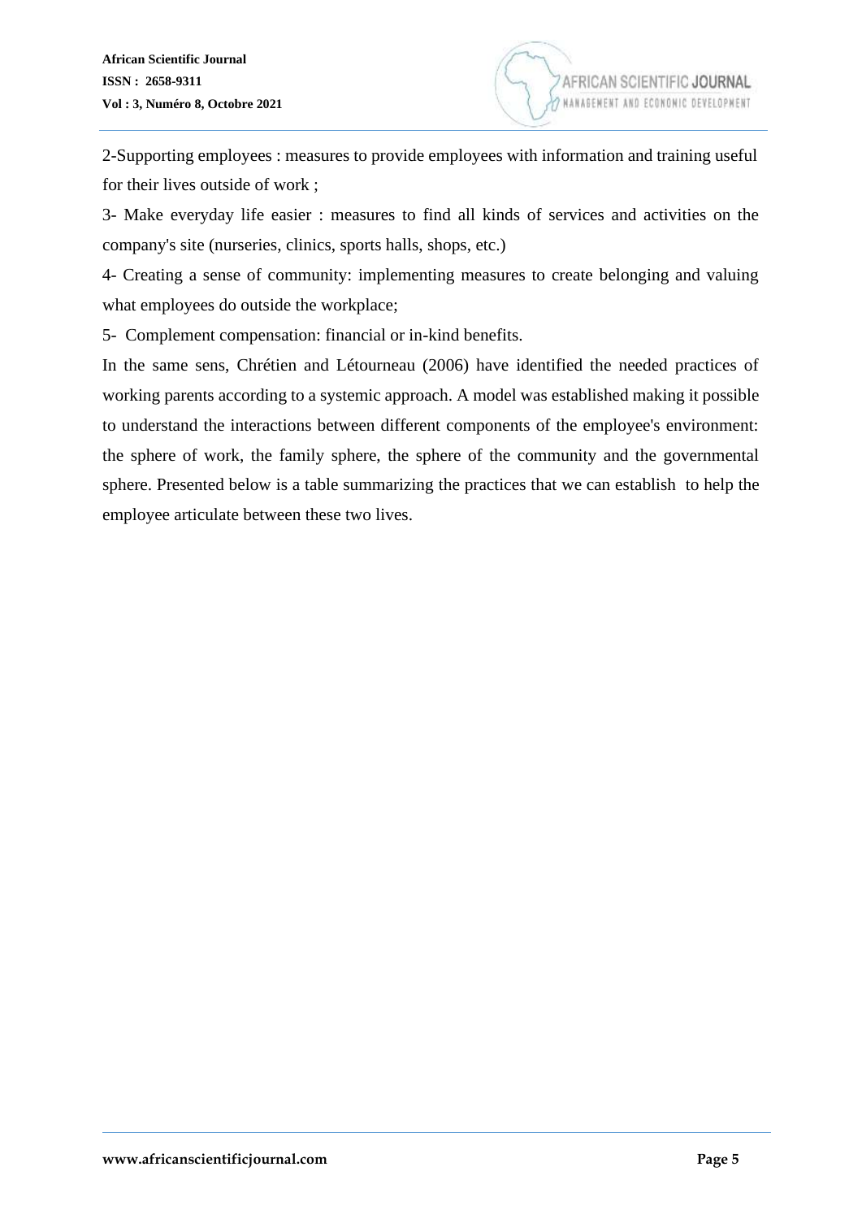2-Supporting employees : measures to provide employees with information and training useful for their lives outside of work ;

3- Make everyday life easier : measures to find all kinds of services and activities on the company's site (nurseries, clinics, sports halls, shops, etc.)

4- Creating a sense of community: implementing measures to create belonging and valuing what employees do outside the workplace;

5- Complement compensation: financial or in-kind benefits.

In the same sens, Chrétien and Létourneau (2006) have identified the needed practices of working parents according to a systemic approach. A model was established making it possible to understand the interactions between different components of the employee's environment: the sphere of work, the family sphere, the sphere of the community and the governmental sphere. Presented below is a table summarizing the practices that we can establish to help the employee articulate between these two lives.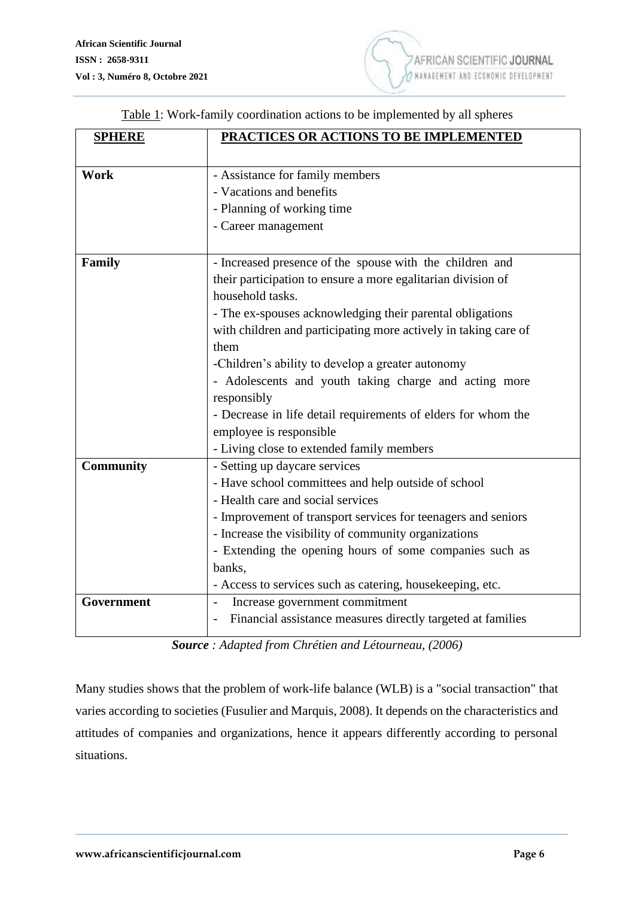Table 1: Work-family coordination actions to be implemented by all spheres

| SPHERE | PRACTICES OR ACTIONS TO BE IMPLEMENTED |
|---|---|
| **Work** | - Assistance for family members<br>- Vacations and benefits<br>- Planning of working time<br>- Career management |
| **Family** | - Increased presence of the spouse with the children and their participation to ensure a more egalitarian division of household tasks.<br>- The ex-spouses acknowledging their parental obligations with children and participating more actively in taking care of them<br>-Children's ability to develop a greater autonomy<br>- Adolescents and youth taking charge and acting more responsibly<br>- Decrease in life detail requirements of elders for whom the employee is responsible<br>- Living close to extended family members |
| **Community** | - Setting up daycare services<br>- Have school committees and help outside of school<br>- Health care and social services<br>- Improvement of transport services for teenagers and seniors<br>- Increase the visibility of community organizations<br>- Extending the opening hours of some companies such as banks,<br>- Access to services such as catering, housekeeping, etc. |
| **Government** | - Increase government commitment<br>- Financial assistance measures directly targeted at families |

***Source** : Adapted from Chrétien and Létourneau, (2006)*

Many studies shows that the problem of work-life balance (WLB) is a "social transaction" that varies according to societies (Fusulier and Marquis, 2008). It depends on the characteristics and attitudes of companies and organizations, hence it appears differently according to personal situations.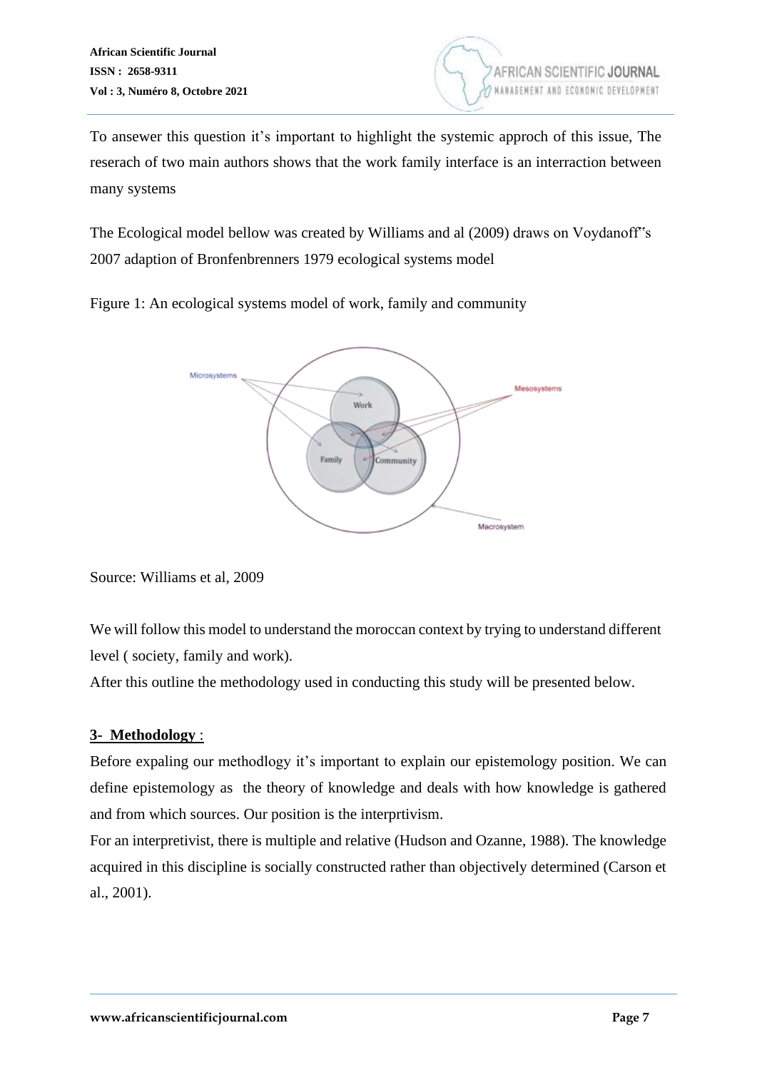To ansewer this question it's important to highlight the systemic approch of this issue, The reserach of two main authors shows that the work family interface is an interraction between many systems

The Ecological model bellow was created by Williams and al (2009) draws on Voydanoff‟s 2007 adaption of Bronfenbrenners 1979 ecological systems model

Figure 1: An ecological systems model of work, family and community

Source: Williams et al, 2009

We will follow this model to understand the moroccan context by trying to understand different level ( society, family and work).
After this outline the methodology used in conducting this study will be presented below.

## 3- Methodology :

Before expaling our methodlogy it's important to explain our epistemology position. We can define epistemology as the theory of knowledge and deals with how knowledge is gathered and from which sources. Our position is the interprtivism.
For an interpretivist, there is multiple and relative (Hudson and Ozanne, 1988). The knowledge acquired in this discipline is socially constructed rather than objectively determined (Carson et al., 2001).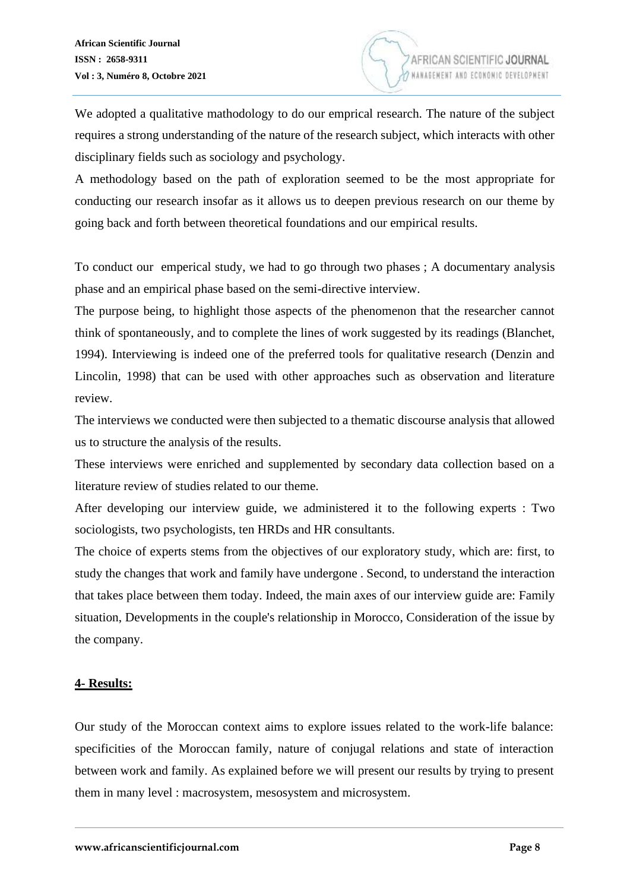We adopted a qualitative mathodology to do our emprical research. The nature of the subject requires a strong understanding of the nature of the research subject, which interacts with other disciplinary fields such as sociology and psychology.

A methodology based on the path of exploration seemed to be the most appropriate for conducting our research insofar as it allows us to deepen previous research on our theme by going back and forth between theoretical foundations and our empirical results.

To conduct our emperical study, we had to go through two phases ; A documentary analysis phase and an empirical phase based on the semi-directive interview.

The purpose being, to highlight those aspects of the phenomenon that the researcher cannot think of spontaneously, and to complete the lines of work suggested by its readings (Blanchet, 1994). Interviewing is indeed one of the preferred tools for qualitative research (Denzin and Lincolin, 1998) that can be used with other approaches such as observation and literature review.

The interviews we conducted were then subjected to a thematic discourse analysis that allowed us to structure the analysis of the results.

These interviews were enriched and supplemented by secondary data collection based on a literature review of studies related to our theme.

After developing our interview guide, we administered it to the following experts : Two sociologists, two psychologists, ten HRDs and HR consultants.

The choice of experts stems from the objectives of our exploratory study, which are: first, to study the changes that work and family have undergone . Second, to understand the interaction that takes place between them today. Indeed, the main axes of our interview guide are: Family situation, Developments in the couple's relationship in Morocco, Consideration of the issue by the company.

## 4- Results:

Our study of the Moroccan context aims to explore issues related to the work-life balance: specificities of the Moroccan family, nature of conjugal relations and state of interaction between work and family. As explained before we will present our results by trying to present them in many level : macrosystem, mesosystem and microsystem.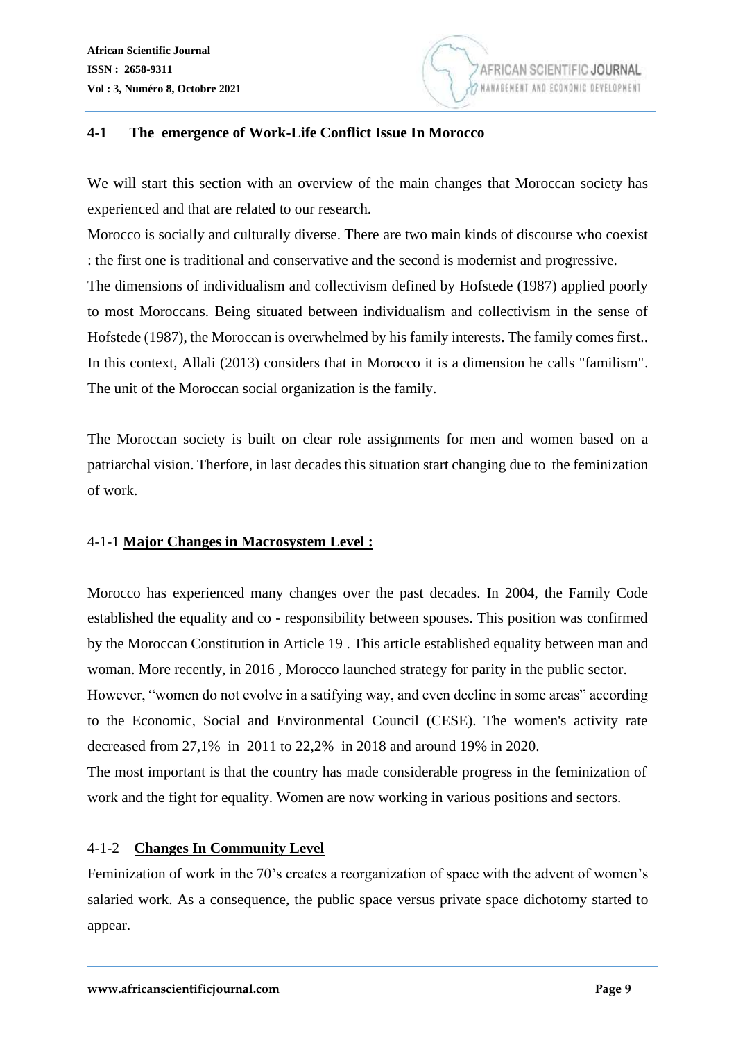## 4-1 The emergence of Work-Life Conflict Issue In Morocco

We will start this section with an overview of the main changes that Moroccan society has experienced and that are related to our research.

Morocco is socially and culturally diverse. There are two main kinds of discourse who coexist : the first one is traditional and conservative and the second is modernist and progressive.

The dimensions of individualism and collectivism defined by Hofstede (1987) applied poorly to most Moroccans. Being situated between individualism and collectivism in the sense of Hofstede (1987), the Moroccan is overwhelmed by his family interests. The family comes first.. In this context, Allali (2013) considers that in Morocco it is a dimension he calls "familism". The unit of the Moroccan social organization is the family.

The Moroccan society is built on clear role assignments for men and women based on a patriarchal vision. Therfore, in last decades this situation start changing due to the feminization of work.

### 4-1-1 **Major Changes in Macrosystem Level :**

Morocco has experienced many changes over the past decades. In 2004, the Family Code established the equality and co - responsibility between spouses. This position was confirmed by the Moroccan Constitution in Article 19 . This article established equality between man and woman. More recently, in 2016 , Morocco launched strategy for parity in the public sector.

However, "women do not evolve in a satifying way, and even decline in some areas" according to the Economic, Social and Environmental Council (CESE). The women's activity rate decreased from 27,1% in 2011 to 22,2% in 2018 and around 19% in 2020.

The most important is that the country has made considerable progress in the feminization of work and the fight for equality. Women are now working in various positions and sectors.

### 4-1-2 **Changes In Community Level**

Feminization of work in the 70's creates a reorganization of space with the advent of women's salaried work. As a consequence, the public space versus private space dichotomy started to appear.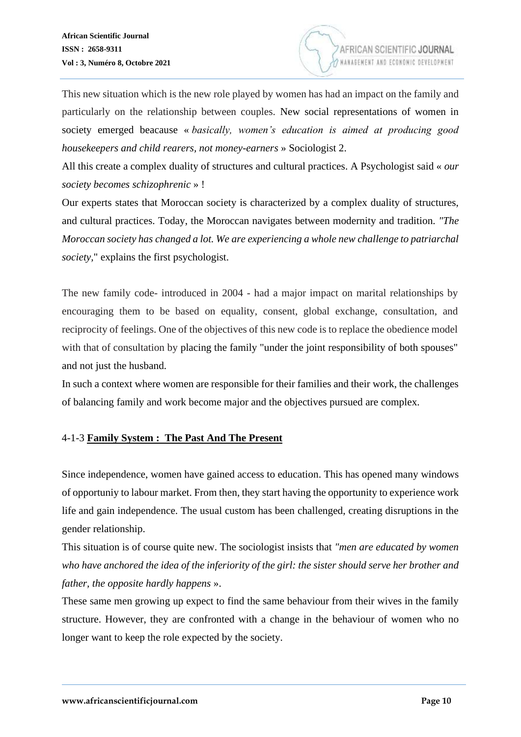This new situation which is the new role played by women has had an impact on the family and particularly on the relationship between couples. New social representations of women in society emerged beacause « *basically, women's education is aimed at producing good housekeepers and child rearers, not money-earners* » Sociologist 2.

All this create a complex duality of structures and cultural practices. A Psychologist said « *our society becomes schizophrenic* » !

Our experts states that Moroccan society is characterized by a complex duality of structures, and cultural practices. Today, the Moroccan navigates between modernity and tradition. *"The Moroccan society has changed a lot. We are experiencing a whole new challenge to patriarchal society,"* explains the first psychologist.

The new family code- introduced in 2004 - had a major impact on marital relationships by encouraging them to be based on equality, consent, global exchange, consultation, and reciprocity of feelings. One of the objectives of this new code is to replace the obedience model with that of consultation by placing the family "under the joint responsibility of both spouses" and not just the husband.

In such a context where women are responsible for their families and their work, the challenges of balancing family and work become major and the objectives pursued are complex.

### 4-1-3 **Family System : The Past And The Present**

Since independence, women have gained access to education. This has opened many windows of opportuniy to labour market. From then, they start having the opportunity to experience work life and gain independence. The usual custom has been challenged, creating disruptions in the gender relationship.

This situation is of course quite new. The sociologist insists that *"men are educated by women who have anchored the idea of the inferiority of the girl: the sister should serve her brother and father, the opposite hardly happens* ».

These same men growing up expect to find the same behaviour from their wives in the family structure. However, they are confronted with a change in the behaviour of women who no longer want to keep the role expected by the society.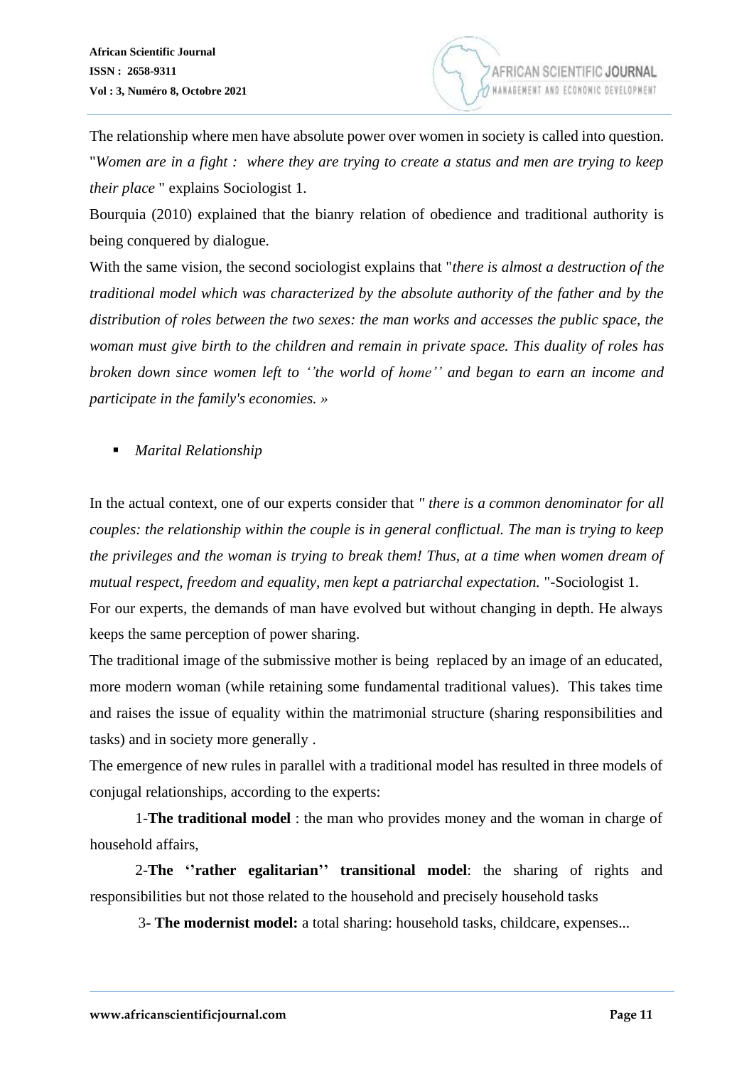The relationship where men have absolute power over women in society is called into question. "*Women are in a fight : where they are trying to create a status and men are trying to keep their place* " explains Sociologist 1.

Bourquia (2010) explained that the bianry relation of obedience and traditional authority is being conquered by dialogue.

With the same vision, the second sociologist explains that "*there is almost a destruction of the traditional model which was characterized by the absolute authority of the father and by the distribution of roles between the two sexes: the man works and accesses the public space, the woman must give birth to the children and remain in private space. This duality of roles has broken down since women left to ''the world of home'' and began to earn an income and participate in the family's economies. »*

- *Marital Relationship*

In the actual context, one of our experts consider that *" there is a common denominator for all couples: the relationship within the couple is in general conflictual. The man is trying to keep the privileges and the woman is trying to break them! Thus, at a time when women dream of mutual respect, freedom and equality, men kept a patriarchal expectation.* "-Sociologist 1.

For our experts, the demands of man have evolved but without changing in depth. He always keeps the same perception of power sharing.

The traditional image of the submissive mother is being replaced by an image of an educated, more modern woman (while retaining some fundamental traditional values). This takes time and raises the issue of equality within the matrimonial structure (sharing responsibilities and tasks) and in society more generally .

The emergence of new rules in parallel with a traditional model has resulted in three models of conjugal relationships, according to the experts:

1-**The traditional model** : the man who provides money and the woman in charge of household affairs,

2-**The ''rather egalitarian'' transitional model**: the sharing of rights and responsibilities but not those related to the household and precisely household tasks

3- **The modernist model:** a total sharing: household tasks, childcare, expenses...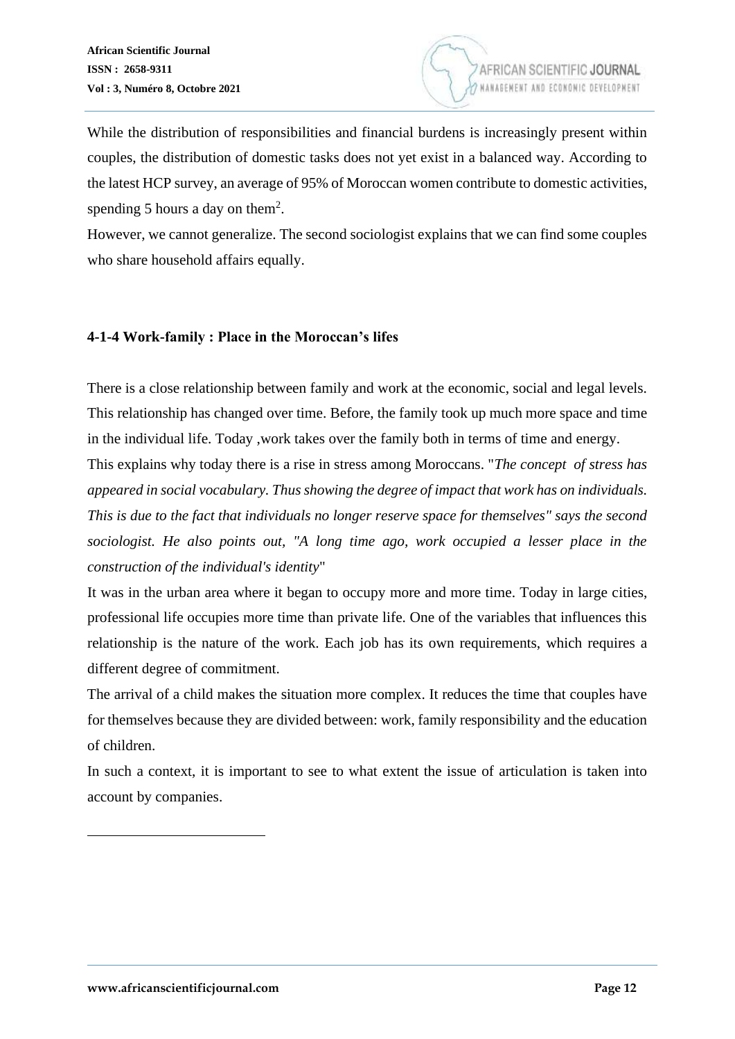While the distribution of responsibilities and financial burdens is increasingly present within couples, the distribution of domestic tasks does not yet exist in a balanced way. According to the latest HCP survey, an average of 95% of Moroccan women contribute to domestic activities, spending 5 hours a day on them[2].

However, we cannot generalize. The second sociologist explains that we can find some couples who share household affairs equally.

#### 4-1-4 Work-family : Place in the Moroccan's lifes

There is a close relationship between family and work at the economic, social and legal levels. This relationship has changed over time. Before, the family took up much more space and time in the individual life. Today ,work takes over the family both in terms of time and energy.

This explains why today there is a rise in stress among Moroccans. "*The concept of stress has appeared in social vocabulary. Thus showing the degree of impact that work has on individuals. This is due to the fact that individuals no longer reserve space for themselves" says the second sociologist. He also points out, "A long time ago, work occupied a lesser place in the construction of the individual's identity*"

It was in the urban area where it began to occupy more and more time. Today in large cities, professional life occupies more time than private life. One of the variables that influences this relationship is the nature of the work. Each job has its own requirements, which requires a different degree of commitment.

The arrival of a child makes the situation more complex. It reduces the time that couples have for themselves because they are divided between: work, family responsibility and the education of children.

In such a context, it is important to see to what extent the issue of articulation is taken into account by companies.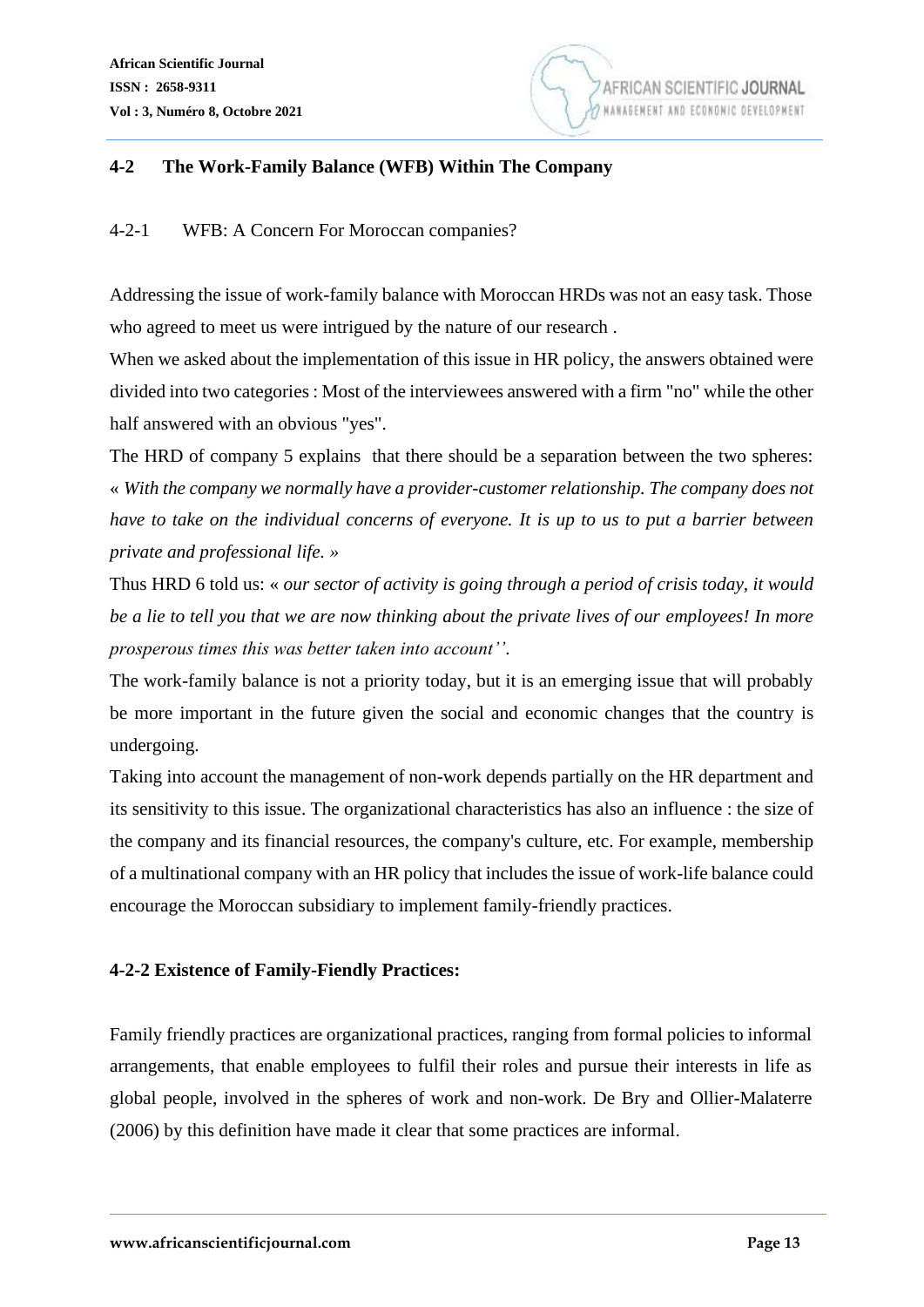## 4-2 The Work-Family Balance (WFB) Within The Company

### 4-2-1 WFB: A Concern For Moroccan companies?

Addressing the issue of work-family balance with Moroccan HRDs was not an easy task. Those who agreed to meet us were intrigued by the nature of our research .

When we asked about the implementation of this issue in HR policy, the answers obtained were divided into two categories : Most of the interviewees answered with a firm "no" while the other half answered with an obvious "yes".

The HRD of company 5 explains that there should be a separation between the two spheres: « *With the company we normally have a provider-customer relationship. The company does not have to take on the individual concerns of everyone. It is up to us to put a barrier between private and professional life.* »

Thus HRD 6 told us: « *our sector of activity is going through a period of crisis today, it would be a lie to tell you that we are now thinking about the private lives of our employees! In more prosperous times this was better taken into account''*.

The work-family balance is not a priority today, but it is an emerging issue that will probably be more important in the future given the social and economic changes that the country is undergoing.

Taking into account the management of non-work depends partially on the HR department and its sensitivity to this issue. The organizational characteristics has also an influence : the size of the company and its financial resources, the company's culture, etc. For example, membership of a multinational company with an HR policy that includes the issue of work-life balance could encourage the Moroccan subsidiary to implement family-friendly practices.

### 4-2-2 Existence of Family-Fiendly Practices:

Family friendly practices are organizational practices, ranging from formal policies to informal arrangements, that enable employees to fulfil their roles and pursue their interests in life as global people, involved in the spheres of work and non-work. De Bry and Ollier-Malaterre (2006) by this definition have made it clear that some practices are informal.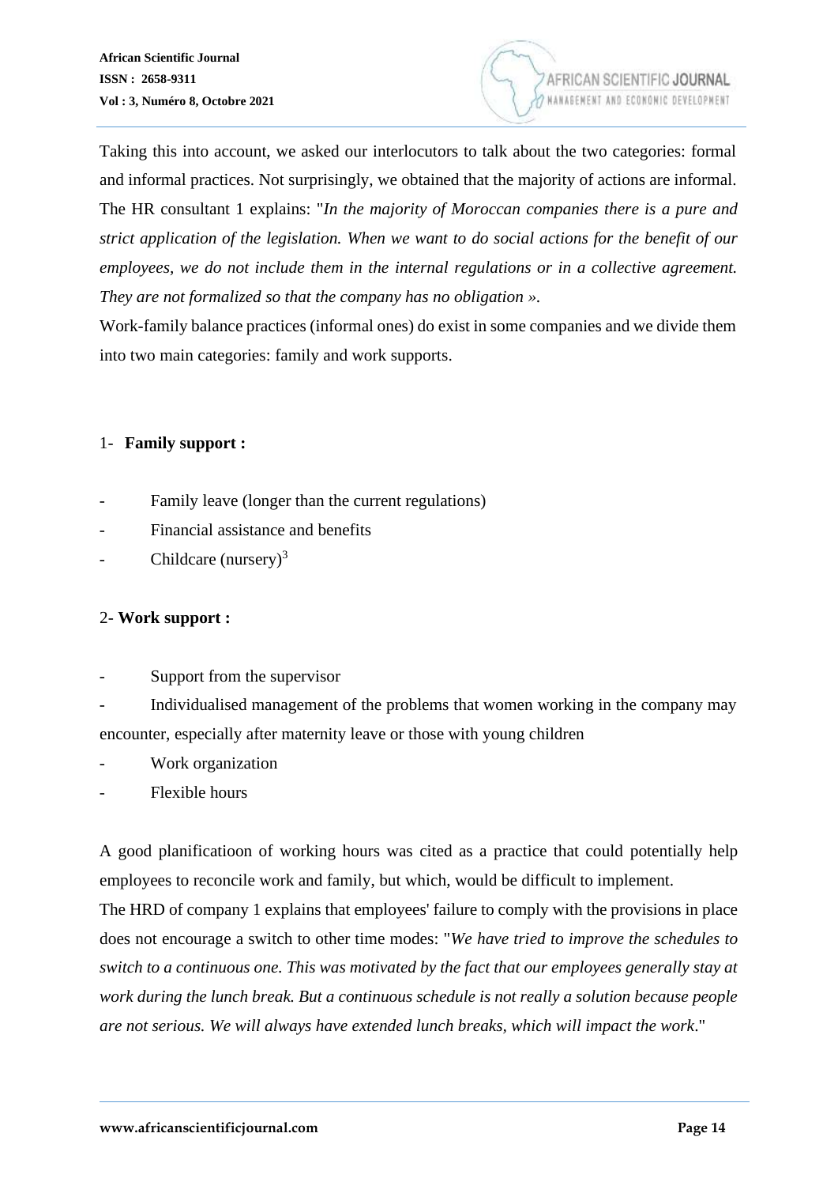Taking this into account, we asked our interlocutors to talk about the two categories: formal and informal practices. Not surprisingly, we obtained that the majority of actions are informal. The HR consultant 1 explains: "*In the majority of Moroccan companies there is a pure and strict application of the legislation. When we want to do social actions for the benefit of our employees, we do not include them in the internal regulations or in a collective agreement. They are not formalized so that the company has no obligation* ».

Work-family balance practices (informal ones) do exist in some companies and we divide them into two main categories: family and work supports.

1- **Family support :**

- Family leave (longer than the current regulations)
- Financial assistance and benefits
- Childcare (nursery)[3]

2- **Work support :**

- Support from the supervisor
- Individualised management of the problems that women working in the company may encounter, especially after maternity leave or those with young children
- Work organization
- Flexible hours

A good planificatioon of working hours was cited as a practice that could potentially help employees to reconcile work and family, but which, would be difficult to implement.

The HRD of company 1 explains that employees' failure to comply with the provisions in place does not encourage a switch to other time modes: "*We have tried to improve the schedules to switch to a continuous one. This was motivated by the fact that our employees generally stay at work during the lunch break. But a continuous schedule is not really a solution because people are not serious. We will always have extended lunch breaks, which will impact the work*."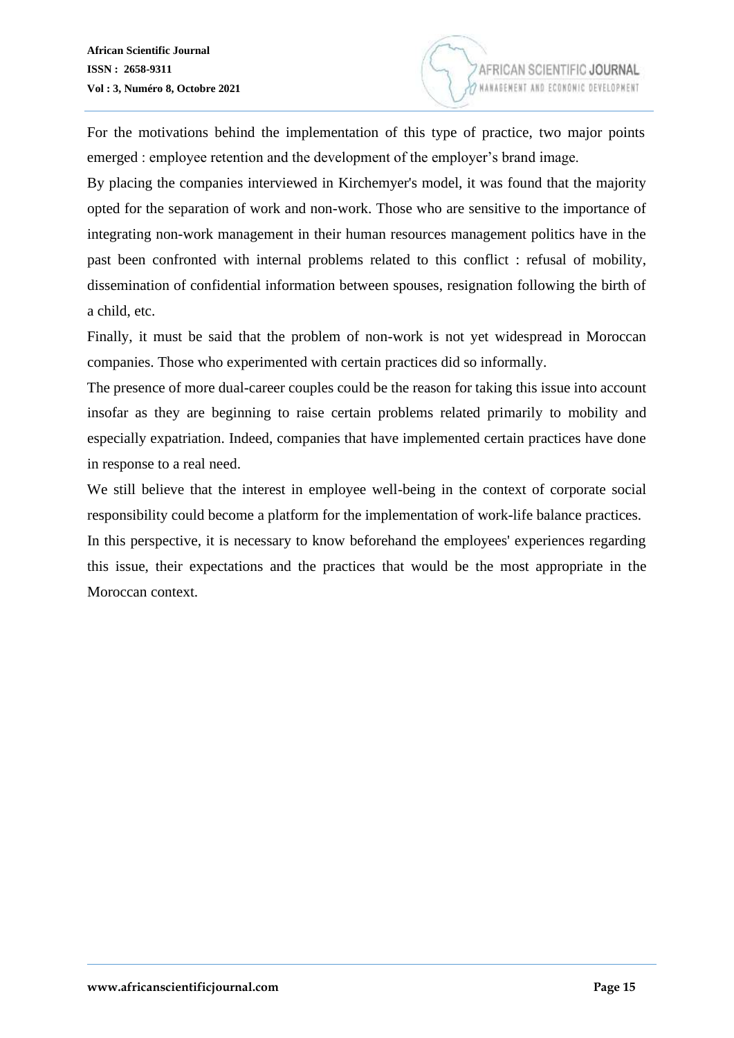For the motivations behind the implementation of this type of practice, two major points emerged : employee retention and the development of the employer's brand image.

By placing the companies interviewed in Kirchemyer's model, it was found that the majority opted for the separation of work and non-work. Those who are sensitive to the importance of integrating non-work management in their human resources management politics have in the past been confronted with internal problems related to this conflict : refusal of mobility, dissemination of confidential information between spouses, resignation following the birth of a child, etc.

Finally, it must be said that the problem of non-work is not yet widespread in Moroccan companies. Those who experimented with certain practices did so informally.

The presence of more dual-career couples could be the reason for taking this issue into account insofar as they are beginning to raise certain problems related primarily to mobility and especially expatriation. Indeed, companies that have implemented certain practices have done in response to a real need.

We still believe that the interest in employee well-being in the context of corporate social responsibility could become a platform for the implementation of work-life balance practices.

In this perspective, it is necessary to know beforehand the employees' experiences regarding this issue, their expectations and the practices that would be the most appropriate in the Moroccan context.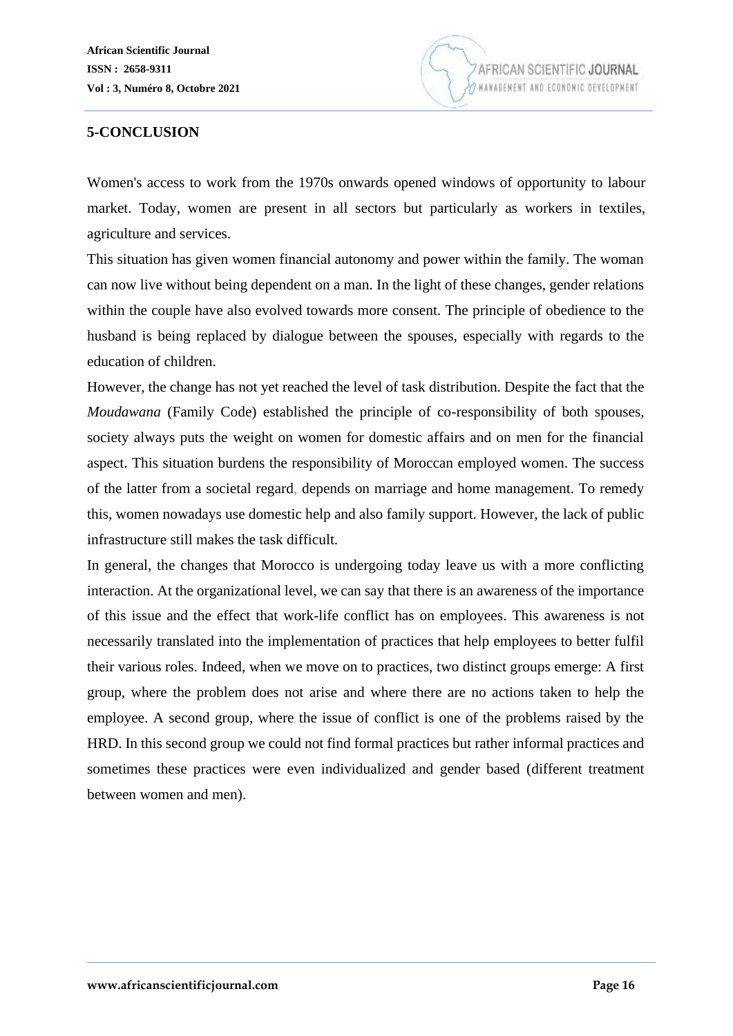## 5-CONCLUSION

Women's access to work from the 1970s onwards opened windows of opportunity to labour market. Today, women are present in all sectors but particularly as workers in textiles, agriculture and services.

This situation has given women financial autonomy and power within the family. The woman can now live without being dependent on a man. In the light of these changes, gender relations within the couple have also evolved towards more consent. The principle of obedience to the husband is being replaced by dialogue between the spouses, especially with regards to the education of children.

However, the change has not yet reached the level of task distribution. Despite the fact that the *Moudawana* (Family Code) established the principle of co-responsibility of both spouses, society always puts the weight on women for domestic affairs and on men for the financial aspect. This situation burdens the responsibility of Moroccan employed women. The success of the latter from a societal regard, depends on marriage and home management. To remedy this, women nowadays use domestic help and also family support. However, the lack of public infrastructure still makes the task difficult.

In general, the changes that Morocco is undergoing today leave us with a more conflicting interaction. At the organizational level, we can say that there is an awareness of the importance of this issue and the effect that work-life conflict has on employees. This awareness is not necessarily translated into the implementation of practices that help employees to better fulfil their various roles. Indeed, when we move on to practices, two distinct groups emerge: A first group, where the problem does not arise and where there are no actions taken to help the employee. A second group, where the issue of conflict is one of the problems raised by the HRD. In this second group we could not find formal practices but rather informal practices and sometimes these practices were even individualized and gender based (different treatment between women and men).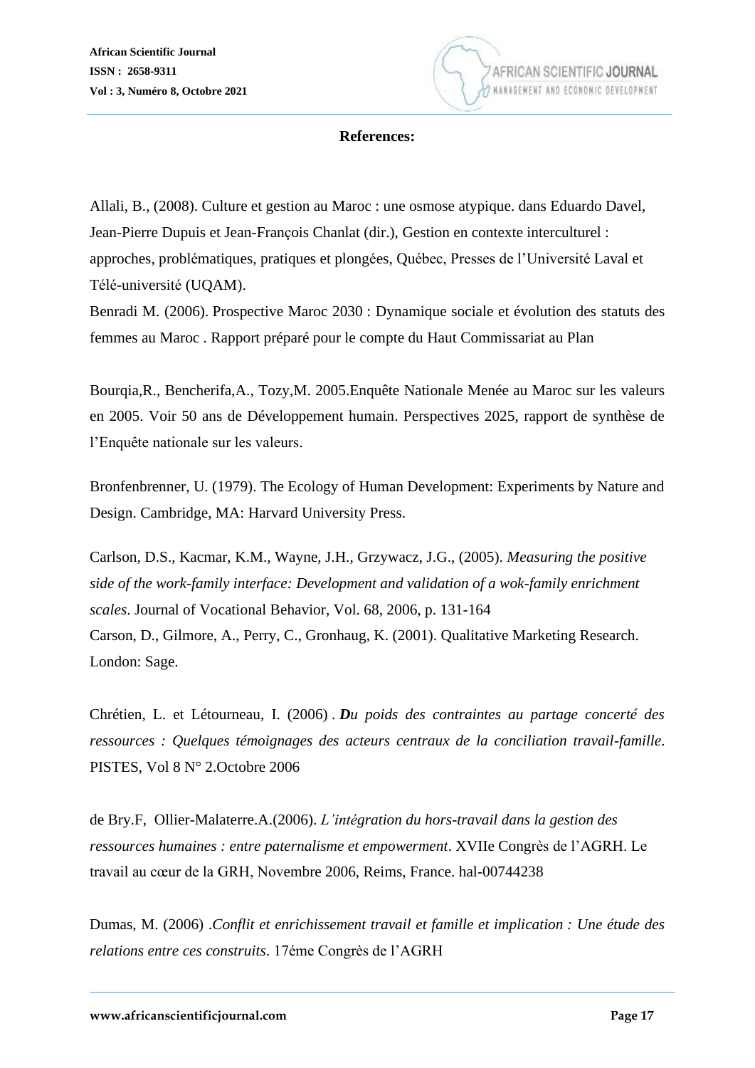**References:**

Allali, B., (2008). Culture et gestion au Maroc : une osmose atypique. dans Eduardo Davel, Jean-Pierre Dupuis et Jean-François Chanlat (dir.), Gestion en contexte interculturel : approches, problématiques, pratiques et plongées, Québec, Presses de l'Université Laval et Télé-université (UQAM).

Benradi M. (2006). Prospective Maroc 2030 : Dynamique sociale et évolution des statuts des femmes au Maroc . Rapport préparé pour le compte du Haut Commissariat au Plan

Bourqia,R., Bencherifa,A., Tozy,M. 2005.Enquête Nationale Menée au Maroc sur les valeurs en 2005. Voir 50 ans de Développement humain. Perspectives 2025, rapport de synthèse de l'Enquête nationale sur les valeurs.

Bronfenbrenner, U. (1979). The Ecology of Human Development: Experiments by Nature and Design. Cambridge, MA: Harvard University Press.

Carlson, D.S., Kacmar, K.M., Wayne, J.H., Grzywacz, J.G., (2005). *Measuring the positive side of the work-family interface: Development and validation of a wok-family enrichment scales*. Journal of Vocational Behavior, Vol. 68, 2006, p. 131-164

Carson, D., Gilmore, A., Perry, C., Gronhaug, K. (2001). Qualitative Marketing Research. London: Sage.

Chrétien, L. et Létourneau, I. (2006) . ***D****u poids des contraintes au partage concerté des ressources : Quelques témoignages des acteurs centraux de la conciliation travail-famille*. PISTES, Vol 8 N° 2.Octobre 2006

de Bry.F, Ollier-Malaterre.A.(2006). *L'intégration du hors-travail dans la gestion des ressources humaines : entre paternalisme et empowerment*. XVIIe Congrès de l'AGRH. Le travail au cœur de la GRH, Novembre 2006, Reims, France. hal-00744238

Dumas, M. (2006) .*Conflit et enrichissement travail et famille et implication : Une étude des relations entre ces construits*. 17éme Congrès de l'AGRH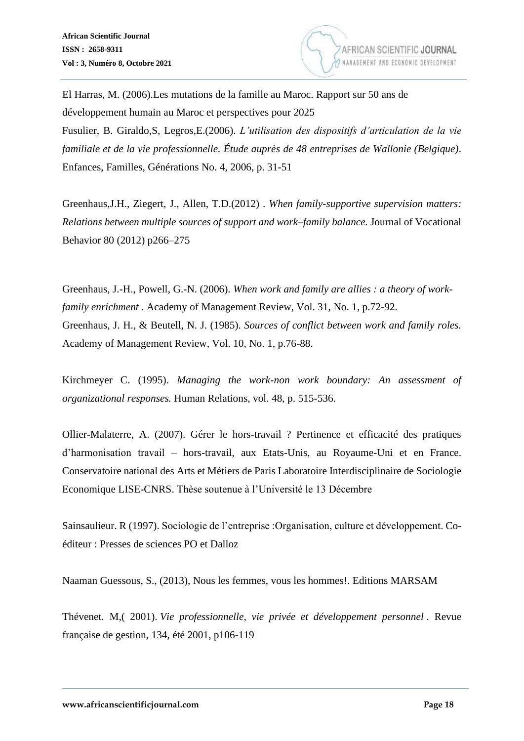El Harras, M. (2006).Les mutations de la famille au Maroc. Rapport sur 50 ans de développement humain au Maroc et perspectives pour 2025

Fusulier, B. Giraldo,S, Legros,E.(2006). *L'utilisation des dispositifs d'articulation de la vie familiale et de la vie professionnelle. Étude auprès de 48 entreprises de Wallonie (Belgique)*. Enfances, Familles, Générations No. 4, 2006, p. 31-51

Greenhaus,J.H., Ziegert, J., Allen, T.D.(2012) . *When family-supportive supervision matters: Relations between multiple sources of support and work–family balance.* Journal of Vocational Behavior 80 (2012) p266–275

Greenhaus, J.-H., Powell, G.-N. (2006). *When work and family are allies : a theory of work-family enrichment* . Academy of Management Review, Vol. 31, No. 1, p.72-92.

Greenhaus, J. H., & Beutell, N. J. (1985). *Sources of conflict between work and family roles.* Academy of Management Review, Vol. 10, No. 1, p.76-88.

Kirchmeyer C. (1995). *Managing the work-non work boundary: An assessment of organizational responses.* Human Relations, vol. 48, p. 515-536.

Ollier-Malaterre, A. (2007). Gérer le hors-travail ? Pertinence et efficacité des pratiques d'harmonisation travail – hors-travail, aux Etats-Unis, au Royaume-Uni et en France. Conservatoire national des Arts et Métiers de Paris Laboratoire Interdisciplinaire de Sociologie Economique LISE-CNRS. Thèse soutenue à l'Université le 13 Décembre

Sainsaulieur. R (1997). Sociologie de l'entreprise :Organisation, culture et développement. Co-éditeur : Presses de sciences PO et Dalloz

Naaman Guessous, S., (2013), Nous les femmes, vous les hommes!. Editions MARSAM

Thévenet. M,( 2001). *Vie professionnelle, vie privée et développement personnel* . Revue française de gestion, 134, été 2001, p106-119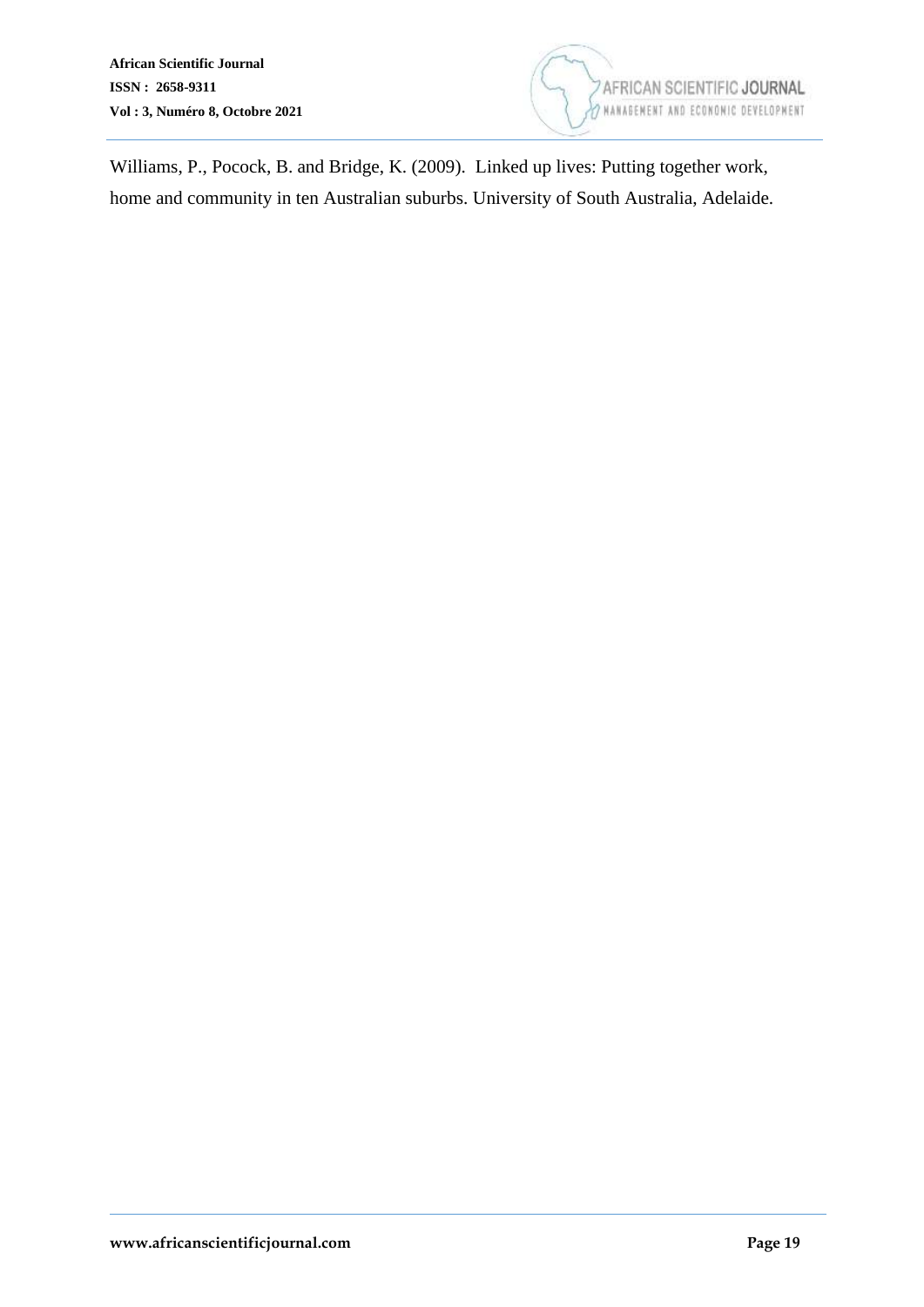Williams, P., Pocock, B. and Bridge, K. (2009). Linked up lives: Putting together work, home and community in ten Australian suburbs. University of South Australia, Adelaide.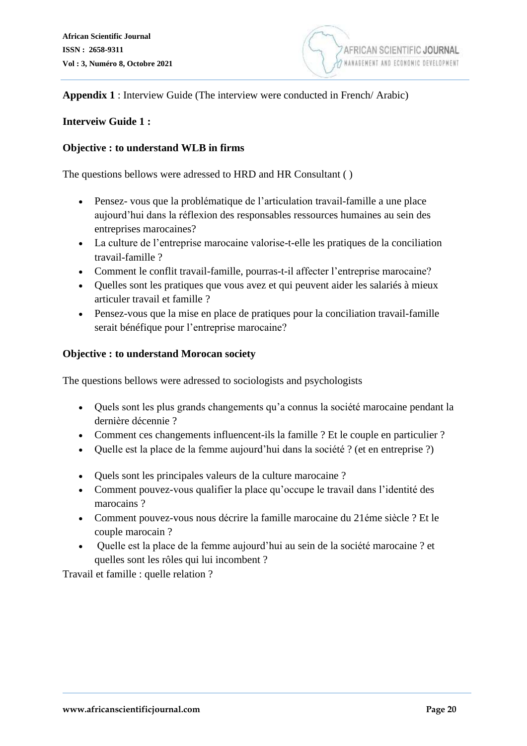**Appendix 1** : Interview Guide (The interview were conducted in French/ Arabic)

**Interveiw Guide 1 :**

**Objective : to understand WLB in firms**

The questions bellows were adressed to HRD and HR Consultant ( )

- Pensez- vous que la problématique de l'articulation travail-famille a une place aujourd'hui dans la réflexion des responsables ressources humaines au sein des entreprises marocaines?
- La culture de l'entreprise marocaine valorise-t-elle les pratiques de la conciliation travail-famille ?
- Comment le conflit travail-famille, pourras-t-il affecter l'entreprise marocaine?
- Quelles sont les pratiques que vous avez et qui peuvent aider les salariés à mieux articuler travail et famille ?
- Pensez-vous que la mise en place de pratiques pour la conciliation travail-famille serait bénéfique pour l'entreprise marocaine?

**Objective : to understand Morocan society**

The questions bellows were adressed to sociologists and psychologists

- Quels sont les plus grands changements qu'a connus la société marocaine pendant la dernière décennie ?
- Comment ces changements influencent-ils la famille ? Et le couple en particulier ?
- Quelle est la place de la femme aujourd'hui dans la société ? (et en entreprise ?)
- Quels sont les principales valeurs de la culture marocaine ?
- Comment pouvez-vous qualifier la place qu'occupe le travail dans l'identité des marocains ?
- Comment pouvez-vous nous décrire la famille marocaine du 21éme siècle ? Et le couple marocain ?
- Quelle est la place de la femme aujourd'hui au sein de la société marocaine ? et quelles sont les rôles qui lui incombent ?

Travail et famille : quelle relation ?